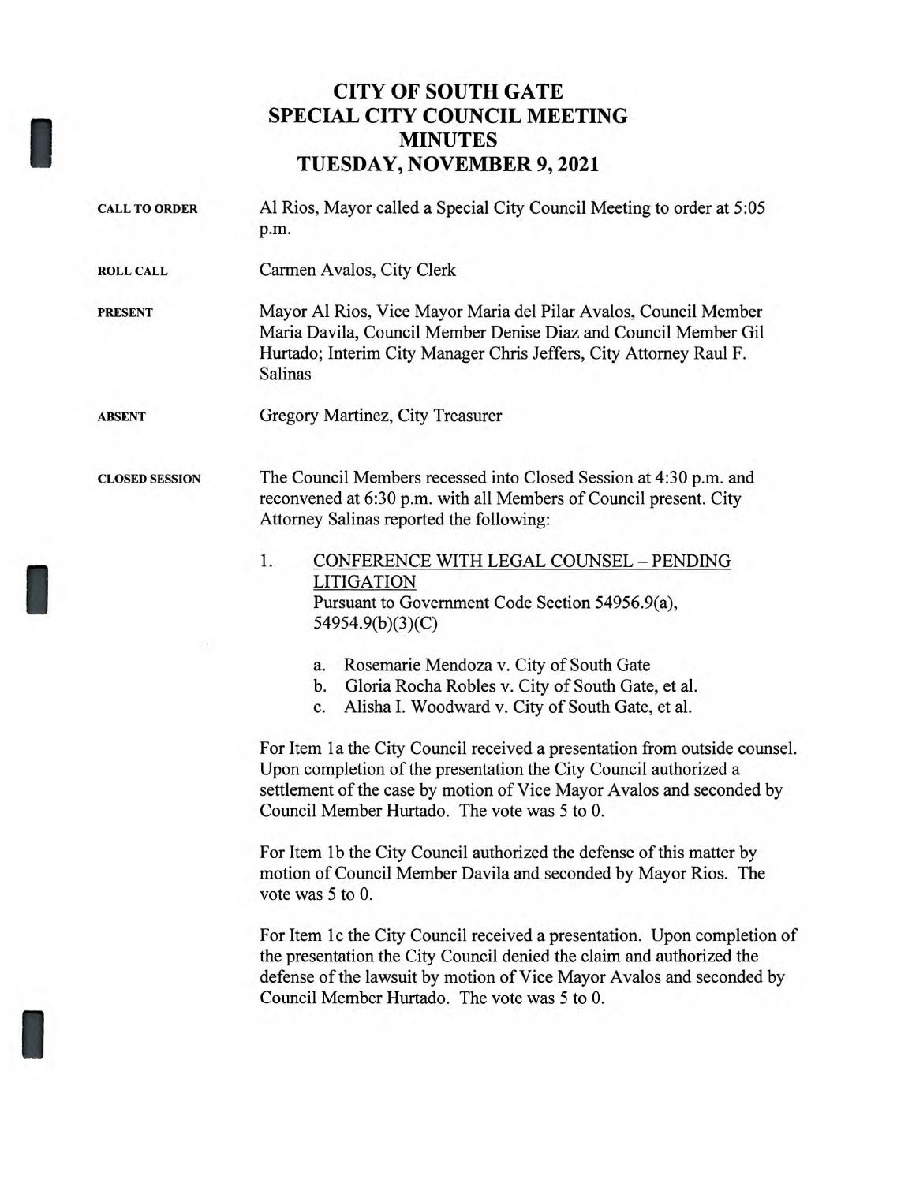# CITY OF SOUTH GATE
# SPECIAL CITY COUNCIL MEETING
# MINUTES
# TUESDAY, NOVEMBER 9, 2021

**CALL TO ORDER** Al Rios, Mayor called a Special City Council Meeting to order at 5:05 p.m.

**ROLL CALL** Carmen Avalos, City Clerk

**PRESENT** Mayor Al Rios, Vice Mayor Maria del Pilar Avalos, Council Member Maria Davila, Council Member Denise Diaz and Council Member Gil Hurtado; Interim City Manager Chris Jeffers, City Attorney Raul F. Salinas

**ABSENT** Gregory Martinez, City Treasurer

**CLOSED SESSION** The Council Members recessed into Closed Session at 4:30 p.m. and reconvened at 6:30 p.m. with all Members of Council present. City Attorney Salinas reported the following:

1. CONFERENCE WITH LEGAL COUNSEL – PENDING LITIGATION
   Pursuant to Government Code Section 54956.9(a), 54954.9(b)(3)(C)

   a. Rosemarie Mendoza v. City of South Gate
   b. Gloria Rocha Robles v. City of South Gate, et al.
   c. Alisha I. Woodward v. City of South Gate, et al.

For Item 1a the City Council received a presentation from outside counsel. Upon completion of the presentation the City Council authorized a settlement of the case by motion of Vice Mayor Avalos and seconded by Council Member Hurtado. The vote was 5 to 0.

For Item 1b the City Council authorized the defense of this matter by motion of Council Member Davila and seconded by Mayor Rios. The vote was 5 to 0.

For Item 1c the City Council received a presentation. Upon completion of the presentation the City Council denied the claim and authorized the defense of the lawsuit by motion of Vice Mayor Avalos and seconded by Council Member Hurtado. The vote was 5 to 0.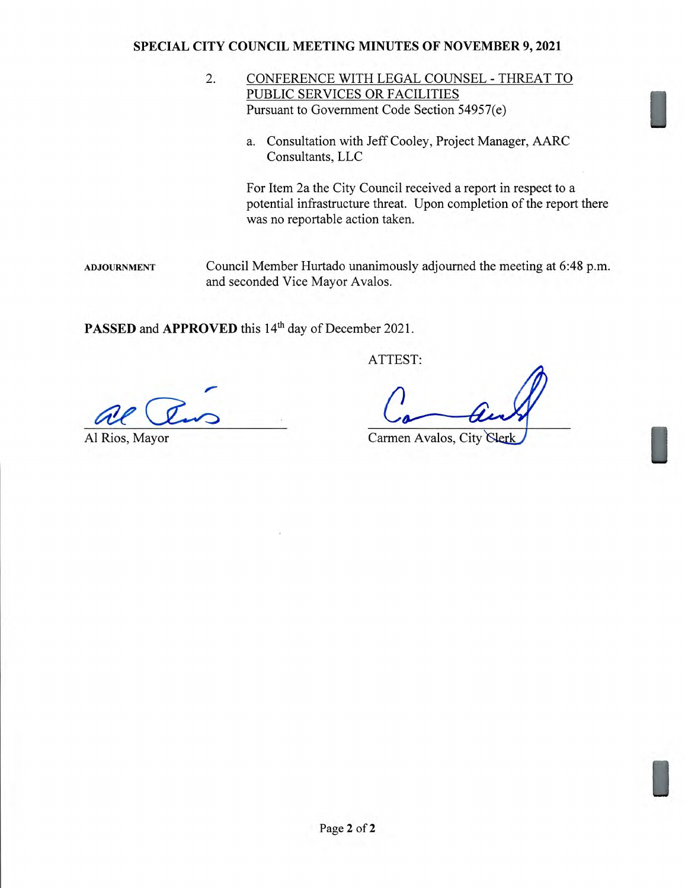**SPECIAL CITY COUNCIL MEETING MINUTES OF NOVEMBER 9, 2021**

2. CONFERENCE WITH LEGAL COUNSEL - THREAT TO PUBLIC SERVICES OR FACILITIES
   Pursuant to Government Code Section 54957(e)

   a. Consultation with Jeff Cooley, Project Manager, AARC Consultants, LLC

   For Item 2a the City Council received a report in respect to a potential infrastructure threat. Upon completion of the report there was no reportable action taken.

**ADJOURNMENT** Council Member Hurtado unanimously adjourned the meeting at 6:48 p.m. and seconded Vice Mayor Avalos.

**PASSED** and **APPROVED** this 14th day of December 2021.

ATTEST:

Al Rios, Mayor

Carmen Avalos, City Clerk